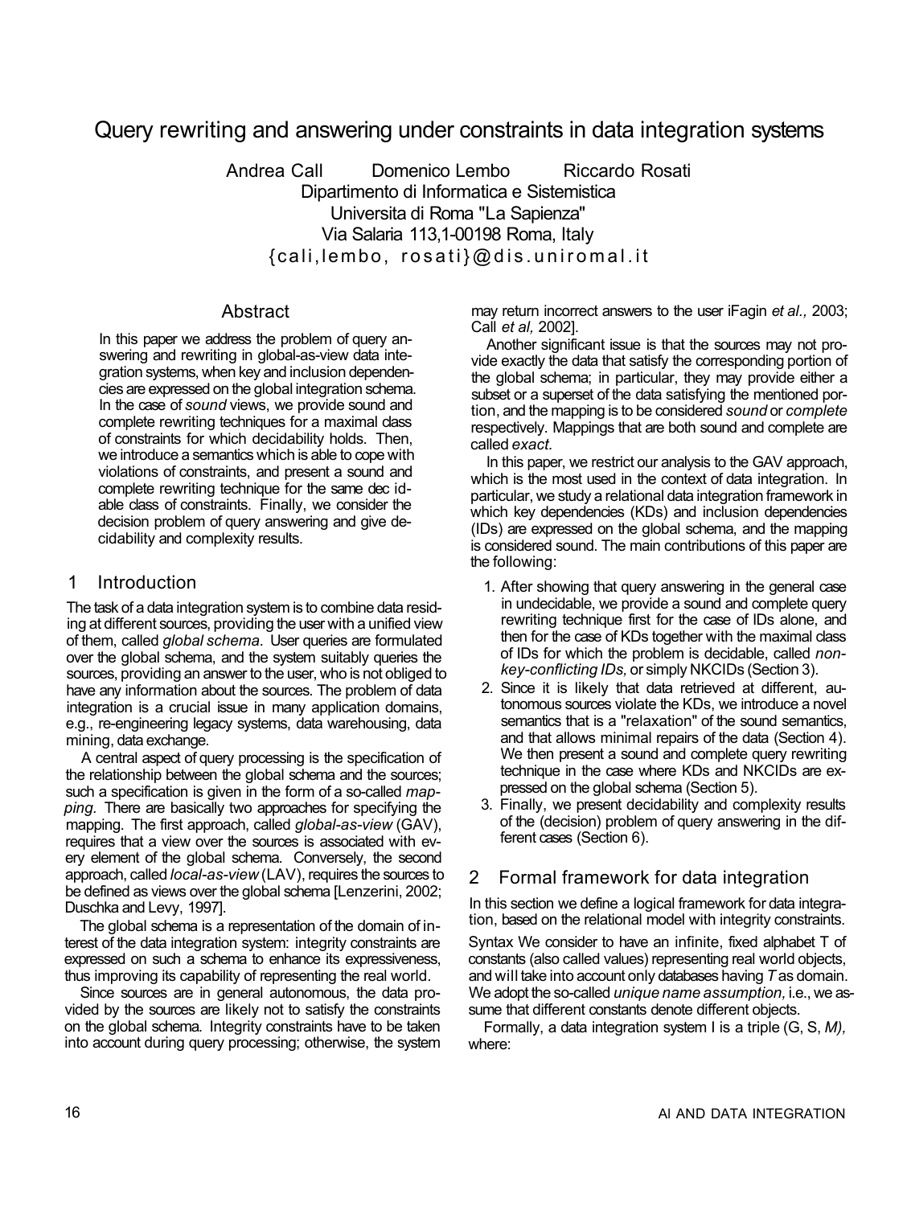# Query rewriting and answering under constraints in data integration systems

Andrea Call    Domenico Lembo    Riccardo Rosati

Dipartimento di Informatica e Sistemistica
Universita di Roma "La Sapienza"
Via Salaria 113,1-00198 Roma, Italy
{cali,lembo, rosati}@dis.uniromal.it

## Abstract

In this paper we address the problem of query answering and rewriting in global-as-view data integration systems, when key and inclusion dependencies are expressed on the global integration schema. In the case of *sound* views, we provide sound and complete rewriting techniques for a maximal class of constraints for which decidability holds. Then, we introduce a semantics which is able to cope with violations of constraints, and present a sound and complete rewriting technique for the same dec idable class of constraints. Finally, we consider the decision problem of query answering and give decidability and complexity results.

## 1 Introduction

The task of a data integration system is to combine data residing at different sources, providing the user with a unified view of them, called *global schema*. User queries are formulated over the global schema, and the system suitably queries the sources, providing an answer to the user, who is not obliged to have any information about the sources. The problem of data integration is a crucial issue in many application domains, e.g., re-engineering legacy systems, data warehousing, data mining, data exchange.

A central aspect of query processing is the specification of the relationship between the global schema and the sources; such a specification is given in the form of a so-called *mapping*. There are basically two approaches for specifying the mapping. The first approach, called *global-as-view* (GAV), requires that a view over the sources is associated with every element of the global schema. Conversely, the second approach, called *local-as-view* (LAV), requires the sources to be defined as views over the global schema [Lenzerini, 2002; Duschka and Levy, 1997].

The global schema is a representation of the domain of interest of the data integration system: integrity constraints are expressed on such a schema to enhance its expressiveness, thus improving its capability of representing the real world.

Since sources are in general autonomous, the data provided by the sources are likely not to satisfy the constraints on the global schema. Integrity constraints have to be taken into account during query processing; otherwise, the system may return incorrect answers to the user iFagin *et al.,* 2003; Call *et al,* 2002].

Another significant issue is that the sources may not provide exactly the data that satisfy the corresponding portion of the global schema; in particular, they may provide either a subset or a superset of the data satisfying the mentioned portion, and the mapping is to be considered *sound* or *complete* respectively. Mappings that are both sound and complete are called *exact.*

In this paper, we restrict our analysis to the GAV approach, which is the most used in the context of data integration. In particular, we study a relational data integration framework in which key dependencies (KDs) and inclusion dependencies (IDs) are expressed on the global schema, and the mapping is considered sound. The main contributions of this paper are the following:

1. After showing that query answering in the general case in undecidable, we provide a sound and complete query rewriting technique first for the case of IDs alone, and then for the case of KDs together with the maximal class of IDs for which the problem is decidable, called *non-key-conflicting IDs,* or simply NKCIDs (Section 3).
2. Since it is likely that data retrieved at different, autonomous sources violate the KDs, we introduce a novel semantics that is a "relaxation" of the sound semantics, and that allows minimal repairs of the data (Section 4). We then present a sound and complete query rewriting technique in the case where KDs and NKCIDs are expressed on the global schema (Section 5).
3. Finally, we present decidability and complexity results of the (decision) problem of query answering in the different cases (Section 6).

## 2 Formal framework for data integration

In this section we define a logical framework for data integration, based on the relational model with integrity constraints.

Syntax We consider to have an infinite, fixed alphabet T of constants (also called values) representing real world objects, and will take into account only databases having $T$ as domain. We adopt the so-called *unique name assumption,* i.e., we assume that different constants denote different objects.

Formally, a data integration system I is a triple (G, S, *M),* where: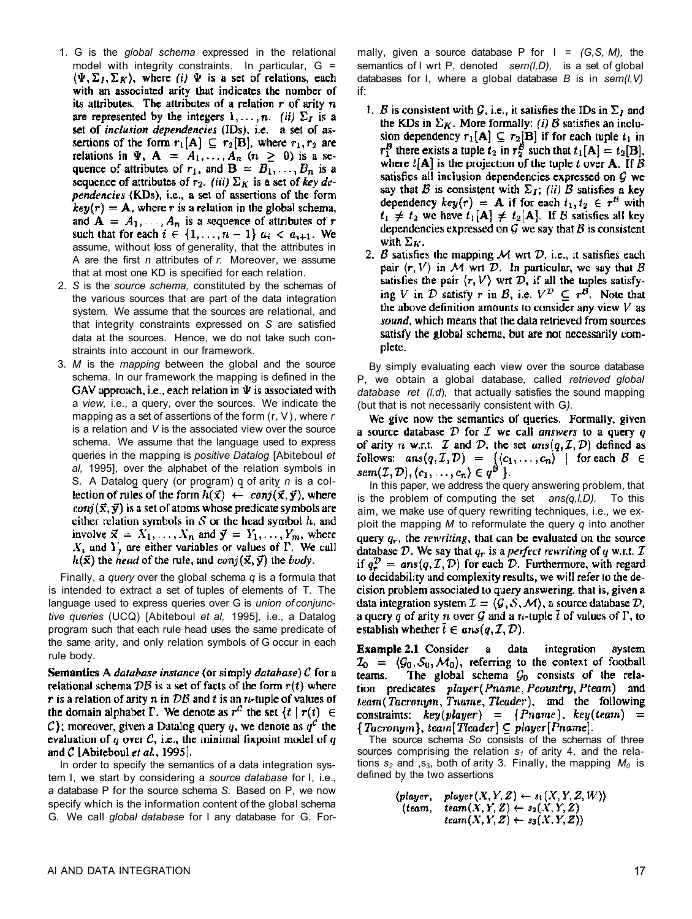1. G is the *global schema* expressed in the relational model with integrity constraints. In particular, G = $\langle \Psi, \Sigma_I, \Sigma_K \rangle$, where *(i)* $\Psi$ is a set of relations, each with an associated arity that indicates the number of its attributes. The attributes of a relation $r$ of arity $n$ are represented by the integers $1, \ldots, n$. *(ii)* $\Sigma_I$ is a set of *inclusion dependencies* (IDs), i.e. a set of assertions of the form $r_1[\mathbf{A}] \subseteq r_2[\mathbf{B}]$, where $r_1, r_2$ are relations in $\Psi$, $\mathbf{A} = A_1, \ldots, A_n$ $(n \geq 0)$ is a sequence of attributes of $r_1$, and $\mathbf{B} = B_1, \ldots, B_n$ is a sequence of attributes of $r_2$. *(iii)* $\Sigma_K$ is a set of *key dependencies* (KDs), i.e., a set of assertions of the form $key(r) = \mathbf{A}$, where $r$ is a relation in the global schema, and $\mathbf{A} = A_1, \ldots, A_n$ is a sequence of attributes of $r$ such that for each $i \in \{1, \ldots, n-1\}$ $a_i < a_{i+1}$. We assume, without loss of generality, that the attributes in A are the first *n* attributes of *r*. Moreover, we assume that at most one KD is specified for each relation.
2. *S* is the *source schema,* constituted by the schemas of the various sources that are part of the data integration system. We assume that the sources are relational, and that integrity constraints expressed on *S* are satisfied data at the sources. Hence, we do not take such constraints into account in our framework.
3. *M* is the *mapping* between the global and the source schema. In our framework the mapping is defined in the GAV approach, i.e., each relation in $\Psi$ is associated with a *view,* i.e., a query, over the sources. We indicate the mapping as a set of assertions of the form (r, V), where *r* is a relation and *V* is the associated view over the source schema. We assume that the language used to express queries in the mapping is *positive Datalog* [Abiteboul *et al,* 1995], over the alphabet of the relation symbols in S. A Datalog query (or program) q of arity *n* is a collection of rules of the form $h(\vec{x}) \leftarrow conj(\vec{x}, \vec{y})$, where $conj(\vec{x}, \vec{y})$ is a set of atoms whose predicate symbols are either relation symbols in $\mathcal{S}$ or the head symbol $h$, and involve $\vec{x} = X_1, \ldots, X_n$ and $\vec{y} = Y_1, \ldots, Y_m$, where $X_i$ and $Y_j$ are either variables or values of $\Gamma$. We call $h(\vec{x})$ the *head* of the rule, and $conj(\vec{x}, \vec{y})$ the *body*.

Finally, a *query* over the global schema *q* is a formula that is intended to extract a set of tuples of elements of T. The language used to express queries over G is *union of conjunctive queries* (UCQ) [Abiteboul *et al,* 1995], i.e., a Datalog program such that each rule head uses the same predicate of the same arity, and only relation symbols of G occur in each rule body.

**Semantics** A *database instance* (or simply *database*) $\mathcal{C}$ for a relational schema $\mathcal{DB}$ is a set of facts of the form $r(t)$ where $r$ is a relation of arity $n$ in $\mathcal{DB}$ and $t$ is an $n$-tuple of values of the domain alphabet $\Gamma$. We denote as $r^{\mathcal{C}}$ the set $\{t \mid r(t) \in \mathcal{C}\}$; moreover, given a Datalog query $q$, we denote as $q^{\mathcal{C}}$ the evaluation of $q$ over $\mathcal{C}$, i.e., the minimal fixpoint model of $q$ and $\mathcal{C}$ [Abiteboul *et al.*, 1995].

In order to specify the semantics of a data integration system I, we start by considering a *source database* for I, i.e., a database P for the source schema *S.* Based on P, we now specify which is the information content of the global schema G. We call *global database* for I any database for G. Formally, given a source database P for I = *(G,S, M),* the semantics of I wrt P, denoted *sern(I,D),* is a set of global databases for I, where a global database *B* is in *sem(I,V)* if:

1. $\mathcal{B}$ is consistent with $\mathcal{G}$, i.e., it satisfies the IDs in $\Sigma_I$ and the KDs in $\Sigma_K$. More formally: *(i)* $\mathcal{B}$ satisfies an inclusion dependency $r_1[\mathbf{A}] \subseteq r_2[\mathbf{B}]$ if for each tuple $t_1$ in $r_1^{\mathcal{B}}$ there exists a tuple $t_2$ in $r_2^{\mathcal{B}}$ such that $t_1[\mathbf{A}] = t_2[\mathbf{B}]$, where $t[\mathbf{A}]$ is the projection of the tuple $t$ over $\mathbf{A}$. If $\mathcal{B}$ satisfies all inclusion dependencies expressed on $\mathcal{G}$ we say that $\mathcal{B}$ is consistent with $\Sigma_I$; *(ii)* $\mathcal{B}$ satisfies a key dependency $key(r) = \mathbf{A}$ if for each $t_1, t_2 \in r^{\mathcal{B}}$ with $t_1 \neq t_2$ we have $t_1[\mathbf{A}] \neq t_2[\mathbf{A}]$. If $\mathcal{B}$ satisfies all key dependencies expressed on $\mathcal{G}$ we say that $\mathcal{B}$ is consistent with $\Sigma_K$.
2. $\mathcal{B}$ satisfies the mapping $\mathcal{M}$ wrt $\mathcal{D}$, i.e., it satisfies each pair $\langle r, V \rangle$ in $\mathcal{M}$ wrt $\mathcal{D}$. In particular, we say that $\mathcal{B}$ satisfies the pair $\langle r, V \rangle$ wrt $\mathcal{D}$, if all the tuples satisfying $V$ in $\mathcal{D}$ satisfy $r$ in $\mathcal{B}$, i.e. $V^{\mathcal{D}} \subseteq r^{\mathcal{B}}$. Note that the above definition amounts to consider any view $V$ as *sound*, which means that the data retrieved from sources satisfy the global schema, but are not necessarily complete.

By simply evaluating each view over the source database P, we obtain a global database, called *retrieved global database ret (I,d*), that actually satisfies the sound mapping (but that is not necessarily consistent with G*).*

We give now the semantics of queries. Formally, given a source database $\mathcal{D}$ for $\mathcal{I}$ we call *answers* to a query $q$ of arity $n$ w.r.t. $\mathcal{I}$ and $\mathcal{D}$, the set $ans(q, \mathcal{I}, \mathcal{D})$ defined as follows: $ans(q, \mathcal{I}, \mathcal{D}) = \{\langle c_1, \ldots, c_n \rangle \mid$ for each $\mathcal{B} \in sem(\mathcal{I}, \mathcal{D}), \langle c_1, \ldots, c_n \rangle \in q^{\mathcal{B}}\}$.

In this paper, we address the query answering problem, that is the problem of computing the set *ans(q,I,D).* To this aim, we make use of query rewriting techniques, i.e., we exploit the mapping *M* to reformulate the query *q* into another query $q_r$, the *rewriting*, that can be evaluated on the source database $\mathcal{D}$. We say that $q_r$ is a *perfect rewriting* of $q$ w.r.t. $\mathcal{I}$ if $q_r^{\mathcal{D}} = ans(q, \mathcal{I}, \mathcal{D})$ for each $\mathcal{D}$. Furthermore, with regard to decidability and complexity results, we will refer to the decision problem associated to query answering, that is, given a data integration system $\mathcal{I} = \langle \mathcal{G}, \mathcal{S}, \mathcal{M} \rangle$, a source database $\mathcal{D}$, a query $q$ of arity $n$ over $\mathcal{G}$ and a $n$-tuple $\vec{t}$ of values of $\Gamma$, to establish whether $\vec{t} \in ans(q, \mathcal{I}, \mathcal{D})$.

**Example 2.1** Consider a data integration system $\mathcal{I}_0 = \langle \mathcal{G}_0, \mathcal{S}_0, \mathcal{M}_0 \rangle$, referring to the context of football teams. The global schema $\mathcal{G}_0$ consists of the relation predicates $player(Pname, Pcountry, Pteam)$ and $team(Tacronym, Tname, Tleader)$, and the following constraints: $key(player) = \{Pname\}$, $key(team) = \{Tacronym\}$, $team[Tleader] \subseteq player[Pname]$.

The source schema *So* consists of the schemas of three sources comprising the relation $s_1$ of arity 4, and the relations $s_2$ and ,$s_3$, both of arity 3. Finally, the mapping $M_0$ is defined by the two assertions

$$\begin{array}{ll} \langle player, & player(X,Y,Z) \leftarrow s_1(X,Y,Z,W) \rangle \\ \langle team, & team(X,Y,Z) \leftarrow s_2(X,Y,Z) \\ & team(X,Y,Z) \leftarrow s_3(X,Y,Z) \rangle \end{array}$$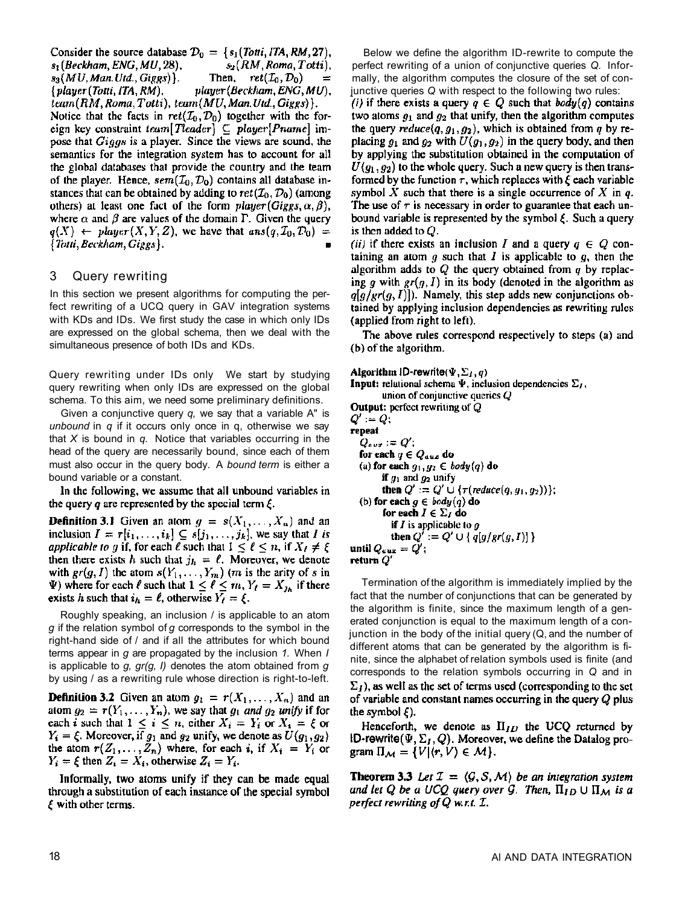Consider the source database $\mathcal{D}_0 = \{s_1(Totti, ITA, RM, 27)$, $s_1(Beckham, ENG, MU, 28)$, $s_2(RM, Roma, Totti)$, $s_3(MU, Man.Utd., Giggs)\}$. Then, $ret(\mathcal{I}_0, \mathcal{D}_0) = \{player(Totti, ITA, RM)$, $player(Beckham, ENG, MU)$, $team(RM, Roma, Totti)$, $team(MU, Man.Utd., Giggs)\}$. Notice that the facts in $ret(\mathcal{I}_0, \mathcal{D}_0)$ together with the foreign key constraint $team[Tleader] \subseteq player[Pname]$ impose that $Giggs$ is a player. Since the views are sound, the semantics for the integration system has to account for all the global databases that provide the country and the team of the player. Hence, $sem(\mathcal{I}_0, \mathcal{D}_0)$ contains all database instances that can be obtained by adding to $ret(\mathcal{I}_0, \mathcal{D}_0)$ (among others) at least one fact of the form $player(Giggs, \alpha, \beta)$, where $\alpha$ and $\beta$ are values of the domain $\Gamma$. Given the query $q(X) \leftarrow player(X, Y, Z)$, we have that $ans(q, \mathcal{I}_0, \mathcal{D}_0) = \{Totti, Beckham, Giggs\}$. ∎

## 3 Query rewriting

In this section we present algorithms for computing the perfect rewriting of a UCQ query in GAV integration systems with KDs and IDs. We first study the case in which only IDs are expressed on the global schema, then we deal with the simultaneous presence of both IDs and KDs.

**Query rewriting under IDs only** We start by studying query rewriting when only IDs are expressed on the global schema. To this aim, we need some preliminary definitions.

Given a conjunctive query $q$, we say that a variable $X$ is *unbound* in $q$ if it occurs only once in q, otherwise we say that $X$ is bound in $q$. Notice that variables occurring in the head of the query are necessarily bound, since each of them must also occur in the query body. A *bound term* is either a bound variable or a constant.

In the following, we assume that all unbound variables in the query $q$ are represented by the special term $\xi$.

**Definition 3.1** Given an atom $g = s(X_1, \ldots, X_n)$ and an inclusion $I = r[i_1, \ldots, i_k] \subseteq s[j_1, \ldots, j_k]$, we say that *$I$ is applicable to $g$* if, for each $\ell$ such that $1 \leq \ell \leq n$, if $X_\ell \neq \xi$ then there exists $h$ such that $j_h = \ell$. Moreover, we denote with $gr(g, I)$ the atom $s(Y_1, \ldots, Y_m)$ ($m$ is the arity of $s$ in $\Psi$) where for each $\ell$ such that $1 \leq \ell \leq m$, $Y_\ell = X_{j_h}$ if there exists $h$ such that $i_h = \ell$, otherwise $Y_\ell = \xi$.

Roughly speaking, an inclusion $I$ is applicable to an atom $g$ if the relation symbol of $g$ corresponds to the symbol in the right-hand side of $I$ and if all the attributes for which bound terms appear in $g$ are propagated by the inclusion $I$. When $I$ is applicable to $g$, $gr(g, I)$ denotes the atom obtained from $g$ by using $I$ as a rewriting rule whose direction is right-to-left.

**Definition 3.2** Given an atom $g_1 = r(X_1, \ldots, X_n)$ and an atom $g_2 = r(Y_1, \ldots, Y_n)$, we say that *$g_1$ and $g_2$ unify* if for each $i$ such that $1 \leq i \leq n$, either $X_i = Y_i$ or $X_i = \xi$ or $Y_i = \xi$. Moreover, if $g_1$ and $g_2$ unify, we denote as $U(g_1, g_2)$ the atom $r(Z_1, \ldots, Z_n)$ where, for each $i$, if $X_i = Y_i$ or $Y_i = \xi$ then $Z_i = X_i$, otherwise $Z_i = Y_i$.

Informally, two atoms unify if they can be made equal through a substitution of each instance of the special symbol $\xi$ with other terms.

Below we define the algorithm ID-rewrite to compute the perfect rewriting of a union of conjunctive queries $Q$. Informally, the algorithm computes the closure of the set of conjunctive queries $Q$ with respect to the following two rules:

*(i)* if there exists a query $q \in Q$ such that $body(q)$ contains two atoms $g_1$ and $g_2$ that unify, then the algorithm computes the query $reduce(q, g_1, g_2)$, which is obtained from $q$ by replacing $g_1$ and $g_2$ with $U(g_1, g_2)$ in the query body, and then by applying the substitution obtained in the computation of $U(g_1, g_2)$ to the whole query. Such a new query is then transformed by the function $\tau$, which replaces with $\xi$ each variable symbol $X$ such that there is a single occurrence of $X$ in $q$. The use of $\tau$ is necessary in order to guarantee that each unbound variable is represented by the symbol $\xi$. Such a query is then added to $Q$.

*(ii)* if there exists an inclusion $I$ and a query $q \in Q$ containing an atom $g$ such that $I$ is applicable to $g$, then the algorithm adds to $Q$ the query obtained from $q$ by replacing $g$ with $gr(g, I)$ in its body (denoted in the algorithm as $q[g/gr(g, I)]$). Namely, this step adds new conjunctions obtained by applying inclusion dependencies as rewriting rules (applied from right to left).

The above rules correspond respectively to steps (a) and (b) of the algorithm.

```
Algorithm ID-rewrite(Ψ, Σ_I, q)
Input: relational schema Ψ, inclusion dependencies Σ_I,
       union of conjunctive queries Q
Output: perfect rewriting of Q
Q' := Q;
repeat
  Q_aux := Q';
  for each q ∈ Q_aux do
  (a) for each g1, g2 ∈ body(q) do
        if g1 and g2 unify
        then Q' := Q' ∪ {τ(reduce(q, g1, g2))};
  (b) for each g ∈ body(q) do
        for each I ∈ Σ_I do
          if I is applicable to g
          then Q' := Q' ∪ { q[g/gr(g, I)] }
until Q_aux = Q';
return Q'
```

Termination of the algorithm is immediately implied by the fact that the number of conjunctions that can be generated by the algorithm is finite, since the maximum length of a generated conjunction is equal to the maximum length of a conjunction in the body of the initial query $Q$, and the number of different atoms that can be generated by the algorithm is finite, since the alphabet of relation symbols used is finite (and corresponds to the relation symbols occurring in $Q$ and in $\Sigma_I$), as well as the set of terms used (corresponding to the set of variable and constant names occurring in the query $Q$ plus the symbol $\xi$).

Henceforth, we denote as $\Pi_{ID}$ the UCQ returned by ID-rewrite$(\Psi, \Sigma_I, Q)$. Moreover, we define the Datalog program $\Pi_{\mathcal{M}} = \{V \mid \langle r, V \rangle \in \mathcal{M}\}$.

**Theorem 3.3** *Let $\mathcal{I} = \langle \mathcal{G}, \mathcal{S}, \mathcal{M} \rangle$ be an integration system and let $Q$ be a UCQ query over $\mathcal{G}$. Then, $\Pi_{ID} \cup \Pi_{\mathcal{M}}$ is a perfect rewriting of $Q$ w.r.t. $\mathcal{I}$.*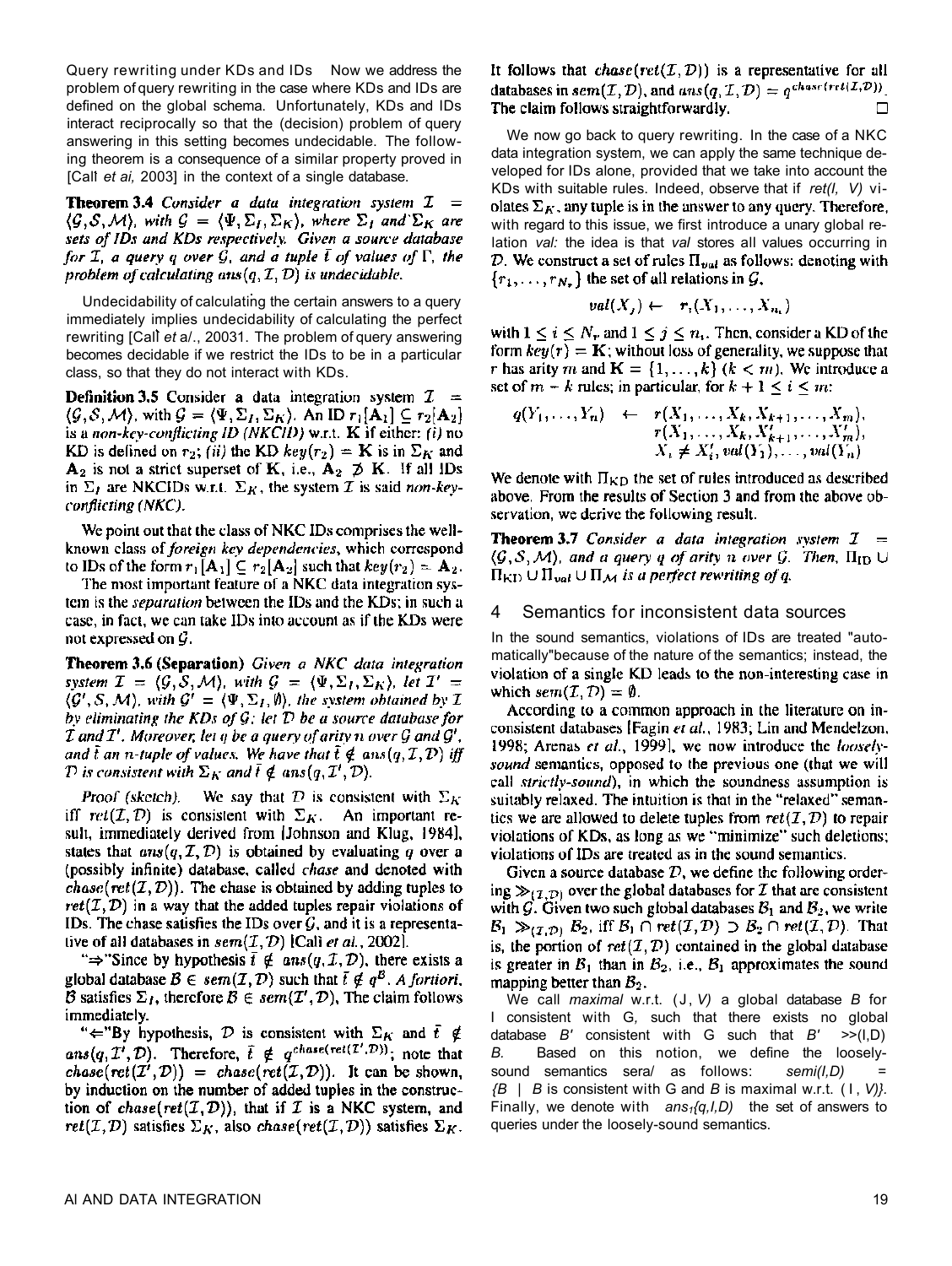**Query rewriting under KDs and IDs** Now we address the problem of query rewriting in the case where KDs and IDs are defined on the global schema. Unfortunately, KDs and IDs interact reciprocally so that the (decision) problem of query answering in this setting becomes undecidable. The following theorem is a consequence of a similar property proved in [Calì *et ai,* 2003] in the context of a single database.

**Theorem 3.4** *Consider a data integration system $\mathcal{I} = \langle \mathcal{G}, \mathcal{S}, \mathcal{M} \rangle$, with $\mathcal{G} = \langle \Psi, \Sigma_I, \Sigma_K \rangle$, where $\Sigma_I$ and $\Sigma_K$ are sets of IDs and KDs respectively. Given a source database for $\mathcal{I}$, a query $q$ over $\mathcal{G}$, and a tuple $\bar{t}$ of values of $\Gamma$, the problem of calculating $ans(q, \mathcal{I}, \mathcal{D})$ is undecidable.*

Undecidability of calculating the certain answers to a query immediately implies undecidability of calculating the perfect rewriting [Calì *et a*/., 20031. The problem of query answering becomes decidable if we restrict the IDs to be in a particular class, so that they do not interact with KDs.

**Definition 3.5** Consider a data integration system $\mathcal{I} = \langle \mathcal{G}, \mathcal{S}, \mathcal{M} \rangle$, with $\mathcal{G} = \langle \Psi, \Sigma_I, \Sigma_K \rangle$. An ID $r_1[\mathbf{A}_1] \subseteq r_2[\mathbf{A}_2]$ is a *non-key-conflicting ID (NKCID)* w.r.t. $\mathbf{K}$ if either: *(i)* no KD is defined on $r_2$; *(ii)* the KD $key(r_2) = \mathbf{K}$ is in $\Sigma_K$ and $\mathbf{A}_2$ is not a strict superset of $\mathbf{K}$, i.e., $\mathbf{A}_2 \not\supset \mathbf{K}$. If all IDs in $\Sigma_I$ are NKCIDs w.r.t. $\Sigma_K$, the system $\mathcal{I}$ is said *non-key-conflicting (NKC)*.

We point out that the class of NKC IDs comprises the well-known class of *foreign key dependencies*, which correspond to IDs of the form $r_1[\mathbf{A}_1] \subseteq r_2[\mathbf{A}_2]$ such that $key(r_2) = \mathbf{A}_2$.

The most important feature of a NKC data integration system is the *separation* between the IDs and the KDs; in such a case, in fact, we can take IDs into account as if the KDs were not expressed on $\mathcal{G}$.

**Theorem 3.6 (Separation)** *Given a NKC data integration system $\mathcal{I} = \langle \mathcal{G}, \mathcal{S}, \mathcal{M} \rangle$, with $\mathcal{G} = \langle \Psi, \Sigma_I, \Sigma_K \rangle$, let $\mathcal{I}' = \langle \mathcal{G}', \mathcal{S}, \mathcal{M} \rangle$, with $\mathcal{G}' = \langle \Psi, \Sigma_I, \emptyset \rangle$, the system obtained by $\mathcal{I}$ by eliminating the KDs of $\mathcal{G}$; let $\mathcal{D}$ be a source database for $\mathcal{I}$ and $\mathcal{I}'$. Moreover, let $q$ be a query of arity $n$ over $\mathcal{G}$ and $\mathcal{G}'$, and $\bar{t}$ an $n$-tuple of values. We have that $\bar{t} \notin ans(q, \mathcal{I}, \mathcal{D})$ iff $\mathcal{D}$ is consistent with $\Sigma_K$ and $\bar{t} \notin ans(q, \mathcal{I}', \mathcal{D})$.*

*Proof (sketch).* We say that $\mathcal{D}$ is consistent with $\Sigma_K$ iff $ret(\mathcal{I}, \mathcal{D})$ is consistent with $\Sigma_K$. An important result, immediately derived from [Johnson and Klug, 1984], states that $ans(q, \mathcal{I}, \mathcal{D})$ is obtained by evaluating $q$ over a (possibly infinite) database, called *chase* and denoted with $chase(ret(\mathcal{I}, \mathcal{D}))$. The chase is obtained by adding tuples to $ret(\mathcal{I}, \mathcal{D})$ in a way that the added tuples repair violations of IDs. The chase satisfies the IDs over $\mathcal{G}$, and it is a representative of all databases in $sem(\mathcal{I}, \mathcal{D})$ [Calì *et al.*, 2002].

"$\Rightarrow$"Since by hypothesis $\bar{t} \notin ans(q, \mathcal{I}, \mathcal{D})$, there exists a global database $\mathcal{B} \in sem(\mathcal{I}, \mathcal{D})$ such that $\bar{t} \notin q^{\mathcal{B}}$. *A fortiori*, $\mathcal{B}$ satisfies $\Sigma_I$, therefore $\mathcal{B} \in sem(\mathcal{I}', \mathcal{D})$. The claim follows immediately.

"$\Leftarrow$"By hypothesis, $\mathcal{D}$ is consistent with $\Sigma_K$ and $\bar{t} \notin ans(q, \mathcal{I}', \mathcal{D})$. Therefore, $\bar{t} \notin q^{chase(ret(\mathcal{I}', \mathcal{D}))}$; note that $chase(ret(\mathcal{I}', \mathcal{D})) = chase(ret(\mathcal{I}, \mathcal{D}))$. It can be shown, by induction on the number of added tuples in the construction of $chase(ret(\mathcal{I}, \mathcal{D}))$, that if $\mathcal{I}$ is a NKC system, and $ret(\mathcal{I}, \mathcal{D})$ satisfies $\Sigma_K$, also $chase(ret(\mathcal{I}, \mathcal{D}))$ satisfies $\Sigma_K$. It follows that $chase(ret(\mathcal{I}, \mathcal{D}))$ is a representative for all databases in $sem(\mathcal{I}, \mathcal{D})$, and $ans(q, \mathcal{I}, \mathcal{D}) = q^{chase(ret(\mathcal{I}, \mathcal{D}))}$. The claim follows straightforwardly. □

We now go back to query rewriting. In the case of a NKC data integration system, we can apply the same technique developed for IDs alone, provided that we take into account the KDs with suitable rules. Indeed, observe that if *ret(I, V)* violates $\Sigma_K$, any tuple is in the answer to any query. Therefore, with regard to this issue, we first introduce a unary global relation *val:* the idea is that *val* stores all values occurring in $\mathcal{D}$. We construct a set of rules $\Pi_{val}$ as follows: denoting with $\{r_1, \ldots, r_{N_r}\}$ the set of all relations in $\mathcal{G}$,

$$val(X_j) \leftarrow r_i(X_1, \ldots, X_{n_i})$$

with $1 \le i \le N_r$ and $1 \le j \le n_i$. Then, consider a KD of the form $key(r) = \mathbf{K}$; without loss of generality, we suppose that $r$ has arity $m$ and $\mathbf{K} = \{1, \ldots, k\}$ $(k < m)$. We introduce a set of $m - k$ rules; in particular, for $k + 1 \le i \le m$:

$$\begin{aligned} q(Y_1, \ldots, Y_n) \quad \leftarrow \quad & r(X_1, \ldots, X_k, X_{k+1}, \ldots, X_m), \\ & r(X_1, \ldots, X_k, X'_{k+1}, \ldots, X'_m), \\ & X_i \neq X'_i, val(Y_1), \ldots, val(Y_n) \end{aligned}$$

We denote with $\Pi_{KD}$ the set of rules introduced as described above. From the results of Section 3 and from the above observation, we derive the following result.

**Theorem 3.7** *Consider a data integration system $\mathcal{I} = \langle \mathcal{G}, \mathcal{S}, \mathcal{M} \rangle$, and a query $q$ of arity $n$ over $\mathcal{G}$. Then, $\Pi_{ID} \cup \Pi_{KD} \cup \Pi_{val} \cup \Pi_{\mathcal{M}}$ is a perfect rewriting of $q$.*

## 4 Semantics for inconsistent data sources

In the sound semantics, violations of IDs are treated "automatically"because of the nature of the semantics; instead, the violation of a single KD leads to the non-interesting case in which $sem(\mathcal{I}, \mathcal{D}) = \emptyset$.

According to a common approach in the literature on inconsistent databases [Fagin *et al.*, 1983; Lin and Mendelzon, 1998; Arenas *et al.*, 1999], we now introduce the *loosely-sound* semantics, opposed to the previous one (that we will call *strictly-sound*), in which the soundness assumption is suitably relaxed. The intuition is that in the "relaxed" semantics we are allowed to delete tuples from $ret(\mathcal{I}, \mathcal{D})$ to repair violations of KDs, as long as we "minimize" such deletions; violations of IDs are treated as in the sound semantics.

Given a source database $\mathcal{D}$, we define the following ordering $\gg_{(\mathcal{I}, \mathcal{D})}$ over the global databases for $\mathcal{I}$ that are consistent with $\mathcal{G}$. Given two such global databases $\mathcal{B}_1$ and $\mathcal{B}_2$, we write $\mathcal{B}_1 \gg_{(\mathcal{I}, \mathcal{D})} \mathcal{B}_2$, iff $\mathcal{B}_1 \cap ret(\mathcal{I}, \mathcal{D}) \supset \mathcal{B}_2 \cap ret(\mathcal{I}, \mathcal{D})$. That is, the portion of $ret(\mathcal{I}, \mathcal{D})$ contained in the global database is greater in $\mathcal{B}_1$ than in $\mathcal{B}_2$, i.e., $\mathcal{B}_1$ approximates the sound mapping better than $\mathcal{B}_2$.

We call *maximal* w.r.t. (J, *V)* a global database *B* for I consistent with G, such that there exists no global database *B'* consistent with G such that *B'* >>(I,D) *B*. Based on this notion, we define the loosely-sound semantics sera/ as follows: *semi(I,D)* = *{B | B* is consistent with G and *B* is maximal w.r.t. ( I, *V)}*. Finally, we denote with *ans₁(q,I,D)* the set of answers to queries under the loosely-sound semantics.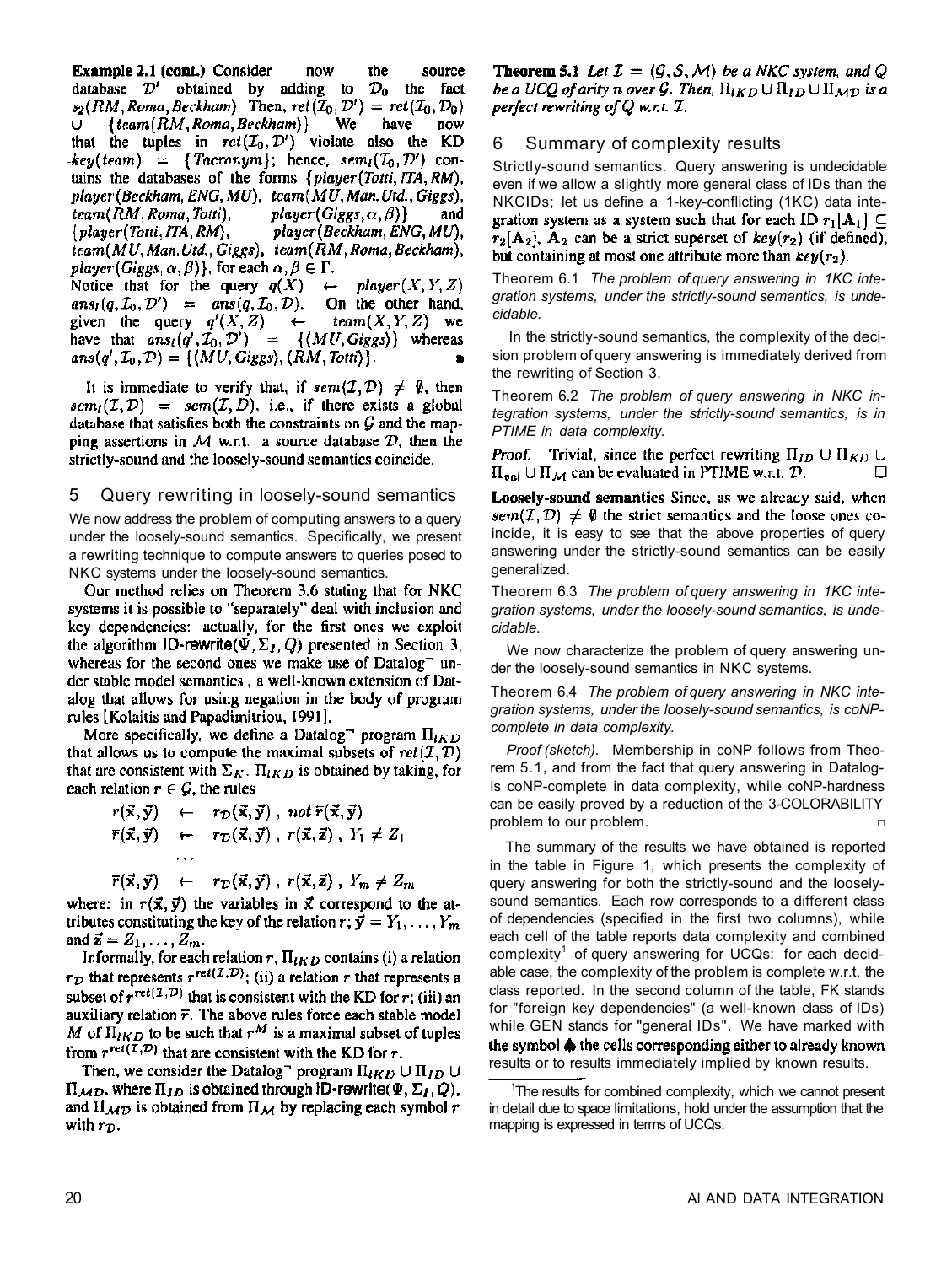**Example 2.1 (cont.)** Consider now the source database $\mathcal{D}'$ obtained by adding to $\mathcal{D}_0$ the fact $s_2(RM, Roma, Beckham)$. Then, $ret(\mathcal{I}_0, \mathcal{D}') = ret(\mathcal{I}_0, \mathcal{D}_0) \cup \{team(RM, Roma, Beckham)\}$ We have now that the tuples in $ret(\mathcal{I}_0, \mathcal{D}')$ violate also the KD $key(team) = \{Tacronym\}$; hence, $sem_l(\mathcal{I}_0, \mathcal{D}')$ contains the databases of the forms $\{player(Totti, ITA, RM),$ $player(Beckham, ENG, MU),$ $team(MU, Man.Utd., Giggs),$ $team(RM, Roma, Totti),$ $player(Giggs, \alpha, \beta)\}$ and $\{player(Totti, ITA, RM),$ $player(Beckham, ENG, MU),$ $team(MU, Man.Utd., Giggs),$ $team(RM, Roma, Beckham),$ $player(Giggs, \alpha, \beta)\}$, for each $\alpha, \beta \in \Gamma$.
Notice that for the query $q(X) \leftarrow player(X, Y, Z)$ $ans_l(q, \mathcal{I}_0, \mathcal{D}') = ans(q, \mathcal{I}_0, \mathcal{D})$. On the other hand, given the query $q'(X, Z) \leftarrow team(X, Y, Z)$ we have that $ans_l(q', \mathcal{I}_0, \mathcal{D}') = \{(MU, Giggs)\}$ whereas $ans(q', \mathcal{I}_0, \mathcal{D}) = \{(MU, Giggs), (RM, Totti)\}$. ∎

It is immediate to verify that, if $sem(\mathcal{I}, \mathcal{D}) \neq \emptyset$, then $sem_l(\mathcal{I}, \mathcal{D}) = sem(\mathcal{I}, D)$, i.e., if there exists a global database that satisfies both the constraints on $\mathcal{G}$ and the mapping assertions in $\mathcal{M}$ w.r.t. a source database $\mathcal{D}$, then the strictly-sound and the loosely-sound semantics coincide.

## 5 Query rewriting in loosely-sound semantics

We now address the problem of computing answers to a query under the loosely-sound semantics. Specifically, we present a rewriting technique to compute answers to queries posed to NKC systems under the loosely-sound semantics.

Our method relies on Theorem 3.6 stating that for NKC systems it is possible to "separately" deal with inclusion and key dependencies: actually, for the first ones we exploit the algorithm ID-rewrite$(\Psi, \Sigma_I, Q)$ presented in Section 3, whereas for the second ones we make use of Datalog$^\neg$ under stable model semantics , a well-known extension of Datalog that allows for using negation in the body of program rules [Kolaitis and Papadimitriou, 1991].

More specifically, we define a Datalog$^\neg$ program $\Pi_{lKD}$ that allows us to compute the maximal subsets of $ret(\mathcal{I}, \mathcal{D})$ that are consistent with $\Sigma_K$. $\Pi_{lKD}$ is obtained by taking, for each relation $r \in \mathcal{G}$, the rules

$$
\begin{array}{lll}
r(\vec{x}, \vec{y}) & \leftarrow & r_{\mathcal{D}}(\vec{x}, \vec{y})\ ,\ not\ \bar{r}(\vec{x}, \vec{y}) \\
\bar{r}(\vec{x}, \vec{y}) & \leftarrow & r_{\mathcal{D}}(\vec{x}, \vec{y})\ ,\ r(\vec{x}, \vec{z})\ ,\ Y_1 \neq Z_1 \\
 & \cdots & \\
\bar{r}(\vec{x}, \vec{y}) & \leftarrow & r_{\mathcal{D}}(\vec{x}, \vec{y})\ ,\ r(\vec{x}, \vec{z})\ ,\ Y_m \neq Z_m
\end{array}
$$

where: in $r(\vec{x}, \vec{y})$ the variables in $\vec{x}$ correspond to the attributes constituting the key of the relation $r$; $\vec{y} = Y_1, \ldots, Y_m$ and $\vec{z} = Z_1, \ldots, Z_m$.

Informally, for each relation $r$, $\Pi_{lKD}$ contains (i) a relation $r_{\mathcal{D}}$ that represents $r^{ret(\mathcal{I},\mathcal{D})}$; (ii) a relation $r$ that represents a subset of $r^{ret(\mathcal{I},\mathcal{D})}$ that is consistent with the KD for $r$; (iii) an auxiliary relation $\bar{r}$. The above rules force each stable model $M$ of $\Pi_{lKD}$ to be such that $r^M$ is a maximal subset of tuples from $r^{ret(\mathcal{I},\mathcal{D})}$ that are consistent with the KD for $r$.

Then, we consider the Datalog$^\neg$ program $\Pi_{lKD} \cup \Pi_{ID} \cup \Pi_{\mathcal{MD}}$, where $\Pi_{ID}$ is obtained through ID-rewrite$(\Psi, \Sigma_I, Q)$, and $\Pi_{\mathcal{MD}}$ is obtained from $\Pi_{\mathcal{M}}$ by replacing each symbol $r$ with $r_{\mathcal{D}}$.

**Theorem 5.1** *Let $\mathcal{I} = \langle \mathcal{G}, \mathcal{S}, \mathcal{M} \rangle$ be a NKC system, and $Q$ be a UCQ of arity $n$ over $\mathcal{G}$. Then, $\Pi_{lKD} \cup \Pi_{ID} \cup \Pi_{\mathcal{MD}}$ is a perfect rewriting of $Q$ w.r.t. $\mathcal{I}$.*

## 6 Summary of complexity results

Strictly-sound semantics. Query answering is undecidable even if we allow a slightly more general class of IDs than the NKCIDs; let us define a 1-key-conflicting (1KC) data integration system as a system such that for each ID $r_1[\mathbf{A}_1] \subseteq r_2[\mathbf{A}_2]$, $\mathbf{A}_2$ can be a strict superset of $key(r_2)$ (if defined), but containing at most one attribute more than $key(r_2)$.

Theorem 6.1 *The problem of query answering in 1KC integration systems, under the strictly-sound semantics, is undecidable.*

In the strictly-sound semantics, the complexity of the decision problem of query answering is immediately derived from the rewriting of Section 3.

Theorem 6.2 *The problem of query answering in NKC integration systems, under the strictly-sound semantics, is in PTIME in data complexity.*

*Proof.* Trivial, since the perfect rewriting $\Pi_{ID} \cup \Pi_{KD} \cup \Pi_{val} \cup \Pi_{\mathcal{M}}$ can be evaluated in PTIME w.r.t. $\mathcal{D}$. □

**Loosely-sound semantics** Since, as we already said, when $sem(\mathcal{I}, \mathcal{D}) \neq \emptyset$ the strict semantics and the loose ones coincide, it is easy to see that the above properties of query answering under the strictly-sound semantics can be easily generalized.

Theorem 6.3 *The problem of query answering in 1KC integration systems, under the loosely-sound semantics, is undecidable.*

We now characterize the problem of query answering under the loosely-sound semantics in NKC systems.

Theorem 6.4 *The problem of query answering in NKC integration systems, under the loosely-sound semantics, is coNP-complete in data complexity.*

*Proof (sketch).* Membership in coNP follows from Theorem 5.1, and from the fact that query answering in Datalog- is coNP-complete in data complexity, while coNP-hardness can be easily proved by a reduction of the 3-COLORABILITY problem to our problem. □

The summary of the results we have obtained is reported in the table in Figure 1, which presents the complexity of query answering for both the strictly-sound and the loosely-sound semantics. Each row corresponds to a different class of dependencies (specified in the first two columns), while each cell of the table reports data complexity and combined complexity[1] of query answering for UCQs: for each decidable case, the complexity of the problem is complete w.r.t. the class reported. In the second column of the table, FK stands for "foreign key dependencies" (a well-known class of IDs) while GEN stands for "general IDs". We have marked with the symbol ♠ the cells corresponding either to already known results or to results immediately implied by known results.

[1] The results for combined complexity, which we cannot present in detail due to space limitations, hold under the assumption that the mapping is expressed in terms of UCQs.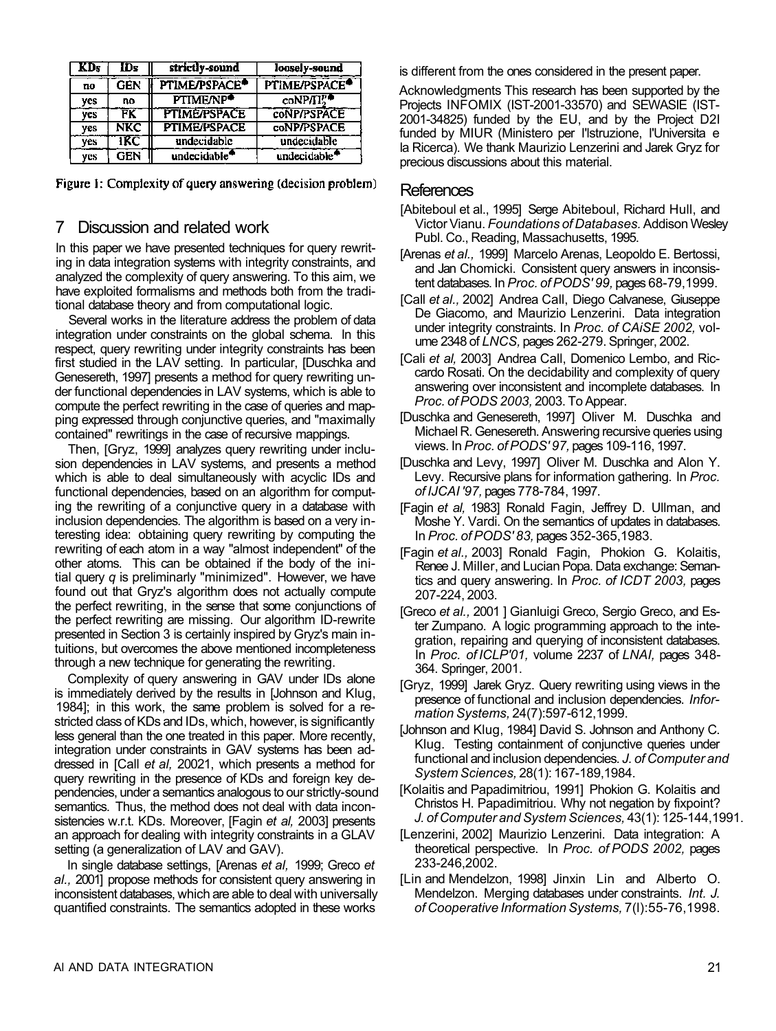| KDs | IDs | strictly-sound | loosely-sound |
|---|---|---|---|
| no | GEN | PTIME/PSPACE♠ | PTIME/PSPACE♠ |
| yes | no | PTIME/NP♠ | coNP/$\Pi_2^p$♠ |
| yes | FK | PTIME/PSPACE | coNP/PSPACE |
| yes | NKC | PTIME/PSPACE | coNP/PSPACE |
| yes | 1KC | undecidable | undecidable |
| yes | GEN | undecidable♠ | undecidable♠ |

Figure 1: Complexity of query answering (decision problem)

## 7 Discussion and related work

In this paper we have presented techniques for query rewriting in data integration systems with integrity constraints, and analyzed the complexity of query answering. To this aim, we have exploited formalisms and methods both from the traditional database theory and from computational logic.

Several works in the literature address the problem of data integration under constraints on the global schema. In this respect, query rewriting under integrity constraints has been first studied in the LAV setting. In particular, [Duschka and Genesereth, 1997] presents a method for query rewriting under functional dependencies in LAV systems, which is able to compute the perfect rewriting in the case of queries and mapping expressed through conjunctive queries, and "maximally contained" rewritings in the case of recursive mappings.

Then, [Gryz, 1999] analyzes query rewriting under inclusion dependencies in LAV systems, and presents a method which is able to deal simultaneously with acyclic IDs and functional dependencies, based on an algorithm for computing the rewriting of a conjunctive query in a database with inclusion dependencies. The algorithm is based on a very interesting idea: obtaining query rewriting by computing the rewriting of each atom in a way "almost independent" of the other atoms. This can be obtained if the body of the initial query $q$ is preliminarly "minimized". However, we have found out that Gryz's algorithm does not actually compute the perfect rewriting, in the sense that some conjunctions of the perfect rewriting are missing. Our algorithm ID-rewrite presented in Section 3 is certainly inspired by Gryz's main intuitions, but overcomes the above mentioned incompleteness through a new technique for generating the rewriting.

Complexity of query answering in GAV under IDs alone is immediately derived by the results in [Johnson and Klug, 1984]; in this work, the same problem is solved for a restricted class of KDs and IDs, which, however, is significantly less general than the one treated in this paper. More recently, integration under constraints in GAV systems has been addressed in [Calì *et al*, 2002], which presents a method for query rewriting in the presence of KDs and foreign key dependencies, under a semantics analogous to our strictly-sound semantics. Thus, the method does not deal with data inconsistencies w.r.t. KDs. Moreover, [Fagin *et al*, 2003] presents an approach for dealing with integrity constraints in a GLAV setting (a generalization of LAV and GAV).

In single database settings, [Arenas *et al*, 1999; Greco *et al.*, 2001] propose methods for consistent query answering in inconsistent databases, which are able to deal with universally quantified constraints. The semantics adopted in these works is different from the ones considered in the present paper.

**Acknowledgments** This research has been supported by the Projects INFOMIX (IST-2001-33570) and SEWASIE (IST-2001-34825) funded by the EU, and by the Project D2I funded by MIUR (Ministero per l'Istruzione, l'Universita e la Ricerca). We thank Maurizio Lenzerini and Jarek Gryz for precious discussions about this material.

## References

[Abiteboul et al., 1995] Serge Abiteboul, Richard Hull, and Victor Vianu. *Foundations of Databases.* Addison Wesley Publ. Co., Reading, Massachusetts, 1995.

[Arenas *et al.,* 1999] Marcelo Arenas, Leopoldo E. Bertossi, and Jan Chomicki. Consistent query answers in inconsistent databases. In *Proc. of PODS'99,* pages 68-79, 1999.

[Calì *et al.,* 2002] Andrea Calì, Diego Calvanese, Giuseppe De Giacomo, and Maurizio Lenzerini. Data integration under integrity constraints. In *Proc. of CAiSE 2002,* volume 2348 of *LNCS,* pages 262-279. Springer, 2002.

[Calì *et al,* 2003] Andrea Calì, Domenico Lembo, and Riccardo Rosati. On the decidability and complexity of query answering over inconsistent and incomplete databases. In *Proc. of PODS 2003,* 2003. To Appear.

[Duschka and Genesereth, 1997] Oliver M. Duschka and Michael R. Genesereth. Answering recursive queries using views. In *Proc. of PODS'97,* pages 109-116, 1997.

[Duschka and Levy, 1997] Oliver M. Duschka and Alon Y. Levy. Recursive plans for information gathering. In *Proc. of IJCAI'97,* pages 778-784, 1997.

[Fagin *et al,* 1983] Ronald Fagin, Jeffrey D. Ullman, and Moshe Y. Vardi. On the semantics of updates in databases. In *Proc. of PODS'83,* pages 352-365, 1983.

[Fagin *et al.,* 2003] Ronald Fagin, Phokion G. Kolaitis, Renee J. Miller, and Lucian Popa. Data exchange: Semantics and query answering. In *Proc. of ICDT 2003,* pages 207-224, 2003.

[Greco *et al.,* 2001] Gianluigi Greco, Sergio Greco, and Ester Zumpano. A logic programming approach to the integration, repairing and querying of inconsistent databases. In *Proc. of ICLP'01,* volume 2237 of *LNAI,* pages 348-364. Springer, 2001.

[Gryz, 1999] Jarek Gryz. Query rewriting using views in the presence of functional and inclusion dependencies. *Information Systems,* 24(7):597-612, 1999.

[Johnson and Klug, 1984] David S. Johnson and Anthony C. Klug. Testing containment of conjunctive queries under functional and inclusion dependencies. *J. of Computer and System Sciences,* 28(1): 167-189, 1984.

[Kolaitis and Papadimitriou, 1991] Phokion G. Kolaitis and Christos H. Papadimitriou. Why not negation by fixpoint? *J. of Computer and System Sciences,* 43(1): 125-144, 1991.

[Lenzerini, 2002] Maurizio Lenzerini. Data integration: A theoretical perspective. In *Proc. of PODS 2002,* pages 233-246, 2002.

[Lin and Mendelzon, 1998] Jinxin Lin and Alberto O. Mendelzon. Merging databases under constraints. *Int. J. of Cooperative Information Systems,* 7(l):55-76, 1998.